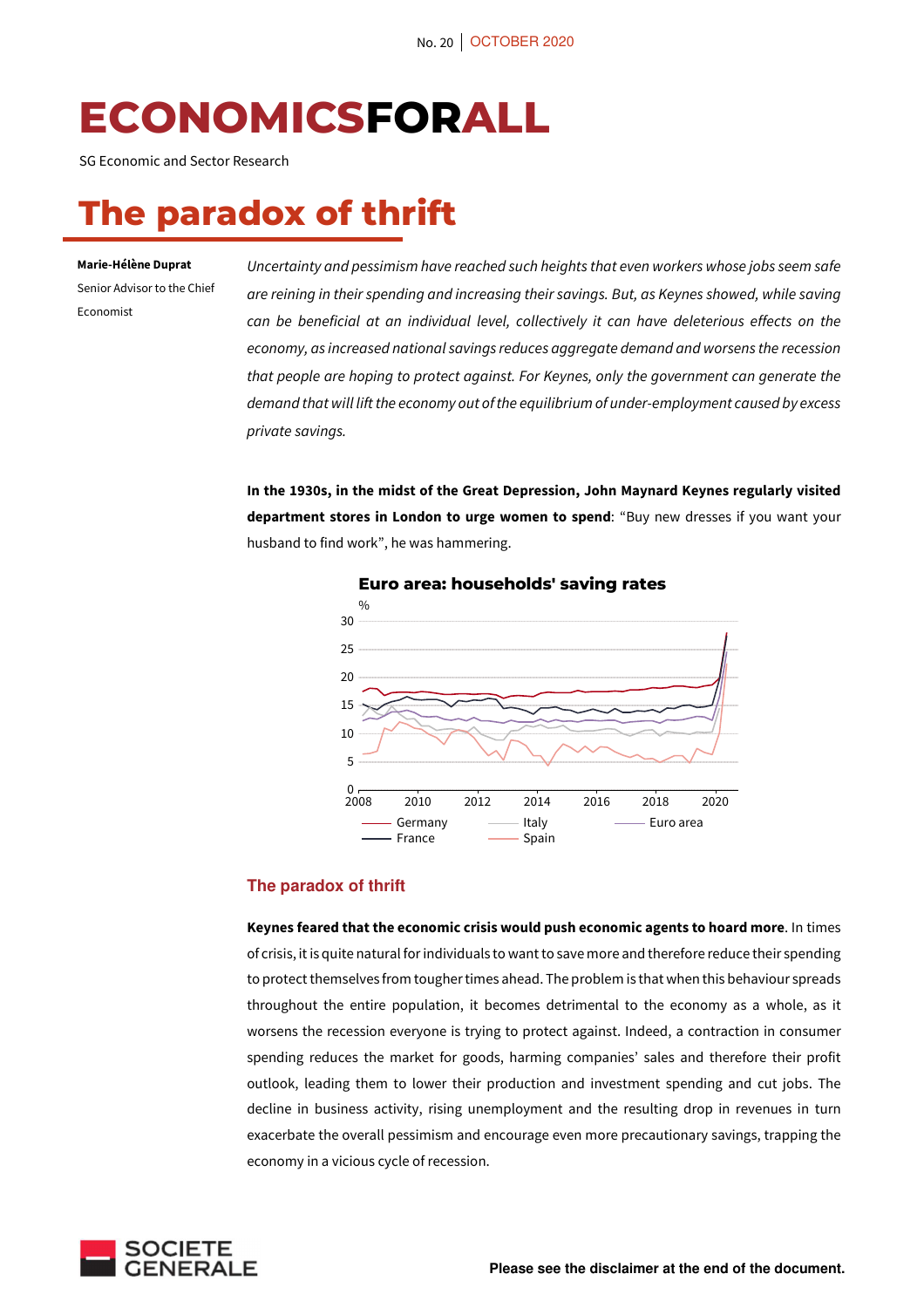No. 20 | OCTOBER 2020

# ECONOMICSFORALL

SG Economic and Sector Research

# The paradox of thrift

**Marie-Hélène Duprat**
Senior Advisor to the Chief Economist

*Uncertainty and pessimism have reached such heights that even workers whose jobs seem safe are reining in their spending and increasing their savings. But, as Keynes showed, while saving can be beneficial at an individual level, collectively it can have deleterious effects on the economy, as increased national savings reduces aggregate demand and worsens the recession that people are hoping to protect against. For Keynes, only the government can generate the demand that will lift the economy out of the equilibrium of under-employment caused by excess private savings.*

**In the 1930s, in the midst of the Great Depression, John Maynard Keynes regularly visited department stores in London to urge women to spend**: "Buy new dresses if you want your husband to find work", he was hammering.

**Euro area: households' saving rates**

%

Legend: Germany, France, Italy, Spain, Euro area

## The paradox of thrift

**Keynes feared that the economic crisis would push economic agents to hoard more**. In times of crisis, it is quite natural for individuals to want to save more and therefore reduce their spending to protect themselves from tougher times ahead. The problem is that when this behaviour spreads throughout the entire population, it becomes detrimental to the economy as a whole, as it worsens the recession everyone is trying to protect against. Indeed, a contraction in consumer spending reduces the market for goods, harming companies' sales and therefore their profit outlook, leading them to lower their production and investment spending and cut jobs. The decline in business activity, rising unemployment and the resulting drop in revenues in turn exacerbate the overall pessimism and encourage even more precautionary savings, trapping the economy in a vicious cycle of recession.

Please see the disclaimer at the end of the document.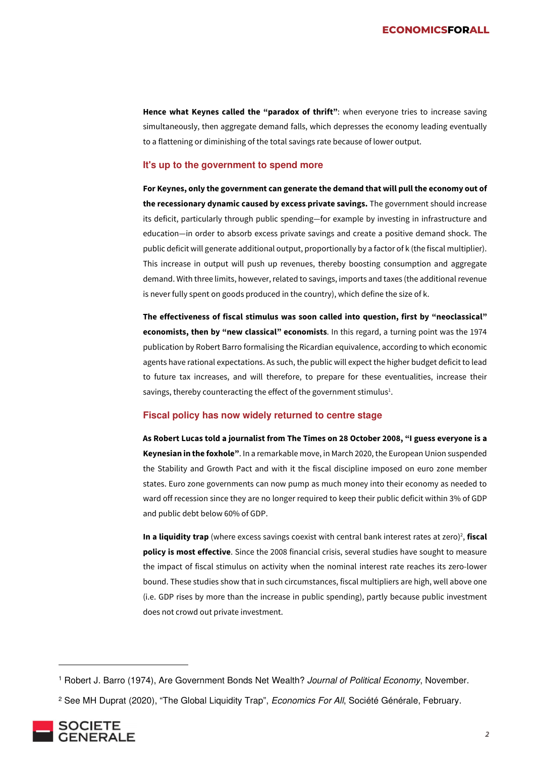**Hence what Keynes called the "paradox of thrift"**: when everyone tries to increase saving simultaneously, then aggregate demand falls, which depresses the economy leading eventually to a flattening or diminishing of the total savings rate because of lower output.

## It's up to the government to spend more

**For Keynes, only the government can generate the demand that will pull the economy out of the recessionary dynamic caused by excess private savings.** The government should increase its deficit, particularly through public spending—for example by investing in infrastructure and education—in order to absorb excess private savings and create a positive demand shock. The public deficit will generate additional output, proportionally by a factor of k (the fiscal multiplier). This increase in output will push up revenues, thereby boosting consumption and aggregate demand. With three limits, however, related to savings, imports and taxes (the additional revenue is never fully spent on goods produced in the country), which define the size of k.

**The effectiveness of fiscal stimulus was soon called into question, first by "neoclassical" economists, then by "new classical" economists**. In this regard, a turning point was the 1974 publication by Robert Barro formalising the Ricardian equivalence, according to which economic agents have rational expectations. As such, the public will expect the higher budget deficit to lead to future tax increases, and will therefore, to prepare for these eventualities, increase their savings, thereby counteracting the effect of the government stimulus[1].

## Fiscal policy has now widely returned to centre stage

**As Robert Lucas told a journalist from The Times on 28 October 2008, "I guess everyone is a Keynesian in the foxhole"**. In a remarkable move, in March 2020, the European Union suspended the Stability and Growth Pact and with it the fiscal discipline imposed on euro zone member states. Euro zone governments can now pump as much money into their economy as needed to ward off recession since they are no longer required to keep their public deficit within 3% of GDP and public debt below 60% of GDP.

**In a liquidity trap** (where excess savings coexist with central bank interest rates at zero)[2], **fiscal policy is most effective**. Since the 2008 financial crisis, several studies have sought to measure the impact of fiscal stimulus on activity when the nominal interest rate reaches its zero-lower bound. These studies show that in such circumstances, fiscal multipliers are high, well above one (i.e. GDP rises by more than the increase in public spending), partly because public investment does not crowd out private investment.

---

[1] Robert J. Barro (1974), Are Government Bonds Net Wealth? *Journal of Political Economy*, November.

[2] See MH Duprat (2020), "The Global Liquidity Trap", *Economics For All*, Société Générale, February.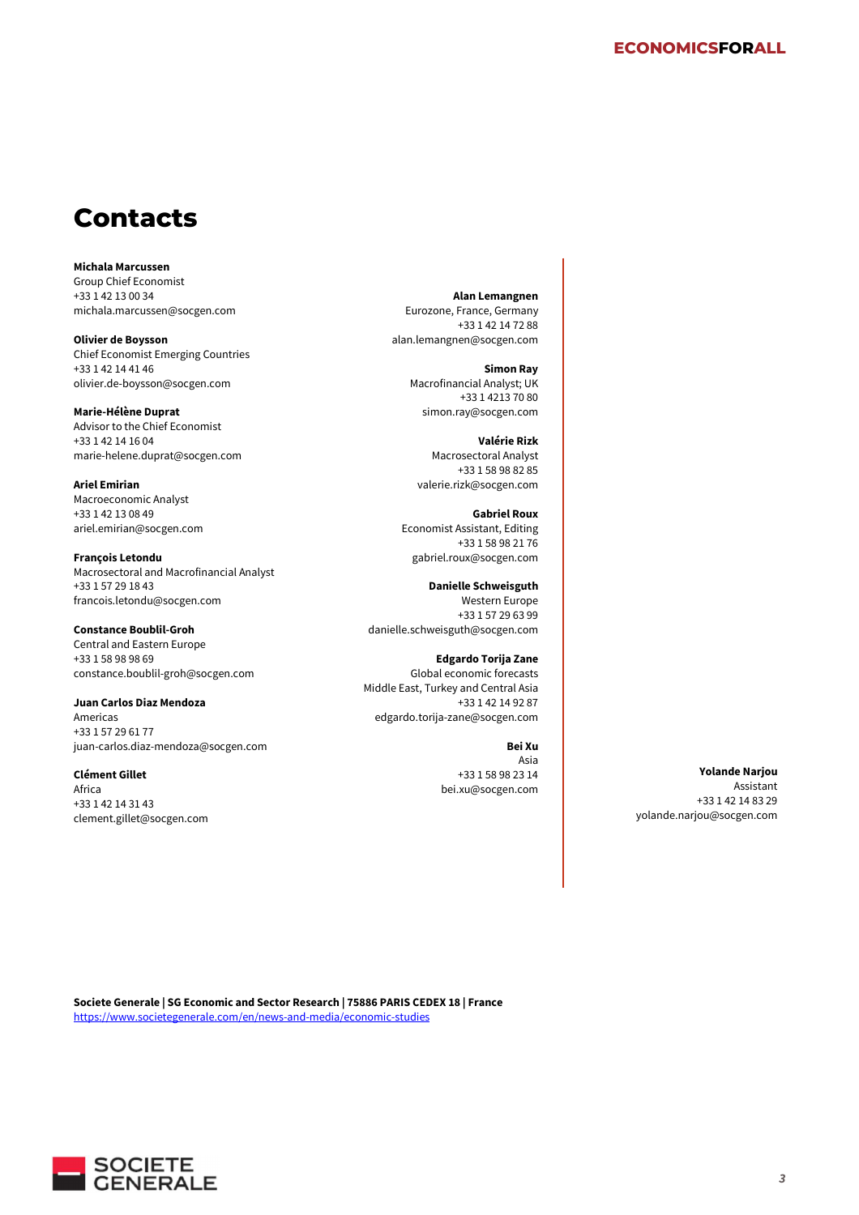# Contacts

**Michala Marcussen**
Group Chief Economist
+33 1 42 13 00 34
michala.marcussen@socgen.com

**Olivier de Boysson**
Chief Economist Emerging Countries
+33 1 42 14 41 46
olivier.de-boysson@socgen.com

**Marie-Hélène Duprat**
Advisor to the Chief Economist
+33 1 42 14 16 04
marie-helene.duprat@socgen.com

**Ariel Emirian**
Macroeconomic Analyst
+33 1 42 13 08 49
ariel.emirian@socgen.com

**François Letondu**
Macrosectoral and Macrofinancial Analyst
+33 1 57 29 18 43
francois.letondu@socgen.com

**Constance Boublil-Groh**
Central and Eastern Europe
+33 1 58 98 98 69
constance.boublil-groh@socgen.com

**Juan Carlos Diaz Mendoza**
Americas
+33 1 57 29 61 77
juan-carlos.diaz-mendoza@socgen.com

**Clément Gillet**
Africa
+33 1 42 14 31 43
clement.gillet@socgen.com

**Alan Lemangnen**
Eurozone, France, Germany
+33 1 42 14 72 88
alan.lemangnen@socgen.com

**Simon Ray**
Macrofinancial Analyst; UK
+33 1 4213 70 80
simon.ray@socgen.com

**Valérie Rizk**
Macrosectoral Analyst
+33 1 58 98 82 85
valerie.rizk@socgen.com

**Gabriel Roux**
Economist Assistant, Editing
+33 1 58 98 21 76
gabriel.roux@socgen.com

**Danielle Schweisguth**
Western Europe
+33 1 57 29 63 99
danielle.schweisguth@socgen.com

**Edgardo Torija Zane**
Global economic forecasts
Middle East, Turkey and Central Asia
+33 1 42 14 92 87
edgardo.torija-zane@socgen.com

**Bei Xu**
Asia
+33 1 58 98 23 14
bei.xu@socgen.com

**Yolande Narjou**
Assistant
+33 1 42 14 83 29
yolande.narjou@socgen.com

**Societe Generale | SG Economic and Sector Research | 75886 PARIS CEDEX 18 | France**
https://www.societegenerale.com/en/news-and-media/economic-studies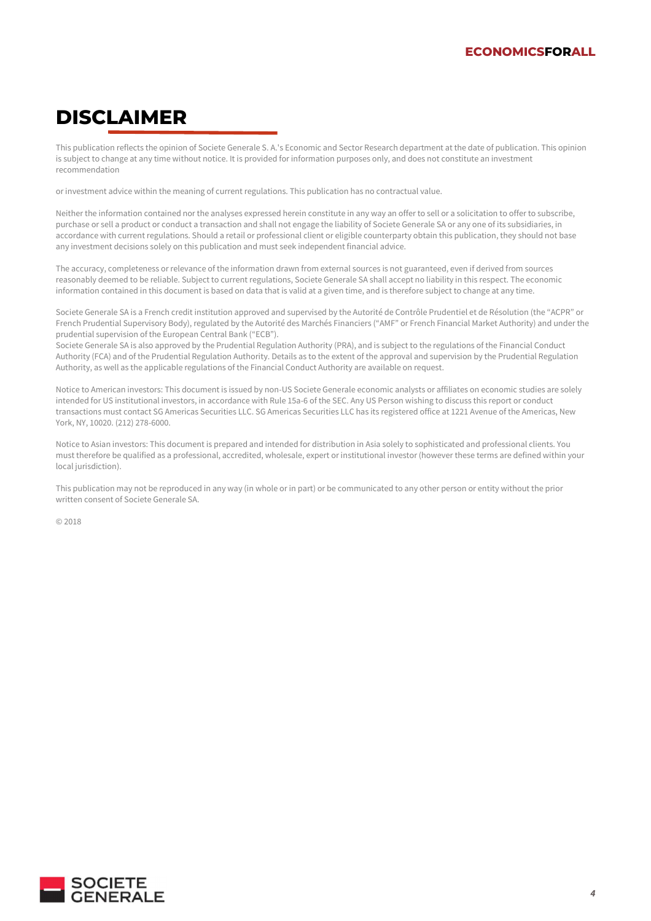# DISCLAIMER

This publication reflects the opinion of Societe Generale S. A.'s Economic and Sector Research department at the date of publication. This opinion is subject to change at any time without notice. It is provided for information purposes only, and does not constitute an investment recommendation

or investment advice within the meaning of current regulations. This publication has no contractual value.

Neither the information contained nor the analyses expressed herein constitute in any way an offer to sell or a solicitation to offer to subscribe, purchase or sell a product or conduct a transaction and shall not engage the liability of Societe Generale SA or any one of its subsidiaries, in accordance with current regulations. Should a retail or professional client or eligible counterparty obtain this publication, they should not base any investment decisions solely on this publication and must seek independent financial advice.

The accuracy, completeness or relevance of the information drawn from external sources is not guaranteed, even if derived from sources reasonably deemed to be reliable. Subject to current regulations, Societe Generale SA shall accept no liability in this respect. The economic information contained in this document is based on data that is valid at a given time, and is therefore subject to change at any time.

Societe Generale SA is a French credit institution approved and supervised by the Autorité de Contrôle Prudentiel et de Résolution (the "ACPR" or French Prudential Supervisory Body), regulated by the Autorité des Marchés Financiers ("AMF" or French Financial Market Authority) and under the prudential supervision of the European Central Bank ("ECB").
Societe Generale SA is also approved by the Prudential Regulation Authority (PRA), and is subject to the regulations of the Financial Conduct Authority (FCA) and of the Prudential Regulation Authority. Details as to the extent of the approval and supervision by the Prudential Regulation Authority, as well as the applicable regulations of the Financial Conduct Authority are available on request.

Notice to American investors: This document is issued by non-US Societe Generale economic analysts or affiliates on economic studies are solely intended for US institutional investors, in accordance with Rule 15a-6 of the SEC. Any US Person wishing to discuss this report or conduct transactions must contact SG Americas Securities LLC. SG Americas Securities LLC has its registered office at 1221 Avenue of the Americas, New York, NY, 10020. (212) 278-6000.

Notice to Asian investors: This document is prepared and intended for distribution in Asia solely to sophisticated and professional clients. You must therefore be qualified as a professional, accredited, wholesale, expert or institutional investor (however these terms are defined within your local jurisdiction).

This publication may not be reproduced in any way (in whole or in part) or be communicated to any other person or entity without the prior written consent of Societe Generale SA.

© 2018